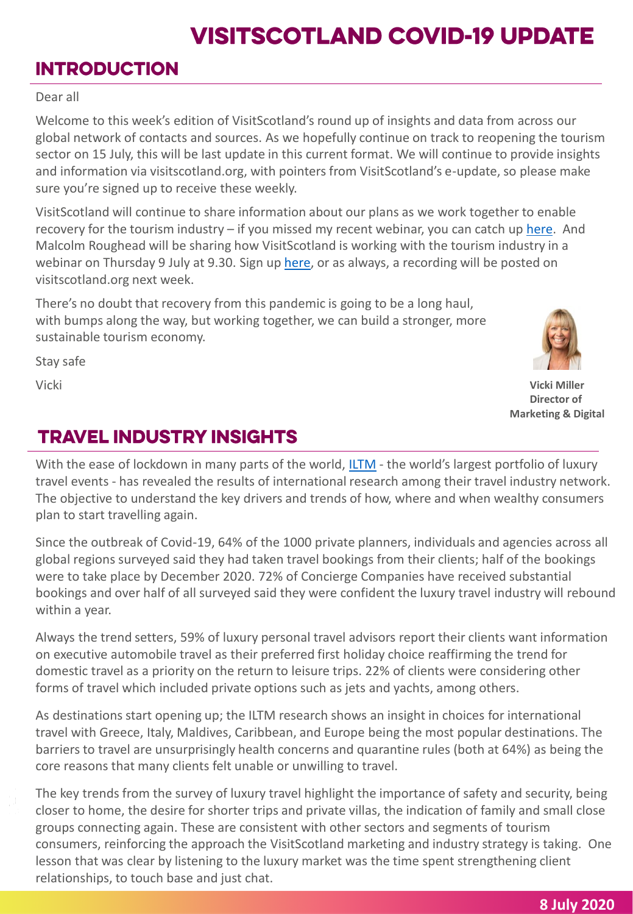# VISITSCOTLAND COVID-19 UPDATE

## INTRODUCTION

Dear all

Welcome to this week's edition of VisitScotland's round up of insights and data from across our global network of contacts and sources. As we hopefully continue on track to reopening the tourism sector on 15 July, this will be last update in this current format. We will continue to provide insights and information via visitscotland.org, with pointers from VisitScotland's e-update, so please make sure you're signed up to receive these weekly.

VisitScotland will continue to share information about our plans as we work together to enable recovery for the tourism industry – if you missed my recent webinar, you can catch up here. And Malcolm Roughead will be sharing how VisitScotland is working with the tourism industry in a webinar on Thursday 9 July at 9.30. Sign up here, or as always, a recording will be posted on visitscotland.org next week.

There's no doubt that recovery from this pandemic is going to be a long haul, with bumps along the way, but working together, we can build a stronger, more sustainable tourism economy.

Stay safe

Vicki

**Vicki Miller**
**Director of Marketing & Digital**

## TRAVEL INDUSTRY INSIGHTS

With the ease of lockdown in many parts of the world, ILTM - the world's largest portfolio of luxury travel events - has revealed the results of international research among their travel industry network. The objective to understand the key drivers and trends of how, where and when wealthy consumers plan to start travelling again.

Since the outbreak of Covid-19, 64% of the 1000 private planners, individuals and agencies across all global regions surveyed said they had taken travel bookings from their clients; half of the bookings were to take place by December 2020. 72% of Concierge Companies have received substantial bookings and over half of all surveyed said they were confident the luxury travel industry will rebound within a year.

Always the trend setters, 59% of luxury personal travel advisors report their clients want information on executive automobile travel as their preferred first holiday choice reaffirming the trend for domestic travel as a priority on the return to leisure trips. 22% of clients were considering other forms of travel which included private options such as jets and yachts, among others.

As destinations start opening up; the ILTM research shows an insight in choices for international travel with Greece, Italy, Maldives, Caribbean, and Europe being the most popular destinations. The barriers to travel are unsurprisingly health concerns and quarantine rules (both at 64%) as being the core reasons that many clients felt unable or unwilling to travel.

The key trends from the survey of luxury travel highlight the importance of safety and security, being closer to home, the desire for shorter trips and private villas, the indication of family and small close groups connecting again. These are consistent with other sectors and segments of tourism consumers, reinforcing the approach the VisitScotland marketing and industry strategy is taking. One lesson that was clear by listening to the luxury market was the time spent strengthening client relationships, to touch base and just chat.

**8 July 2020**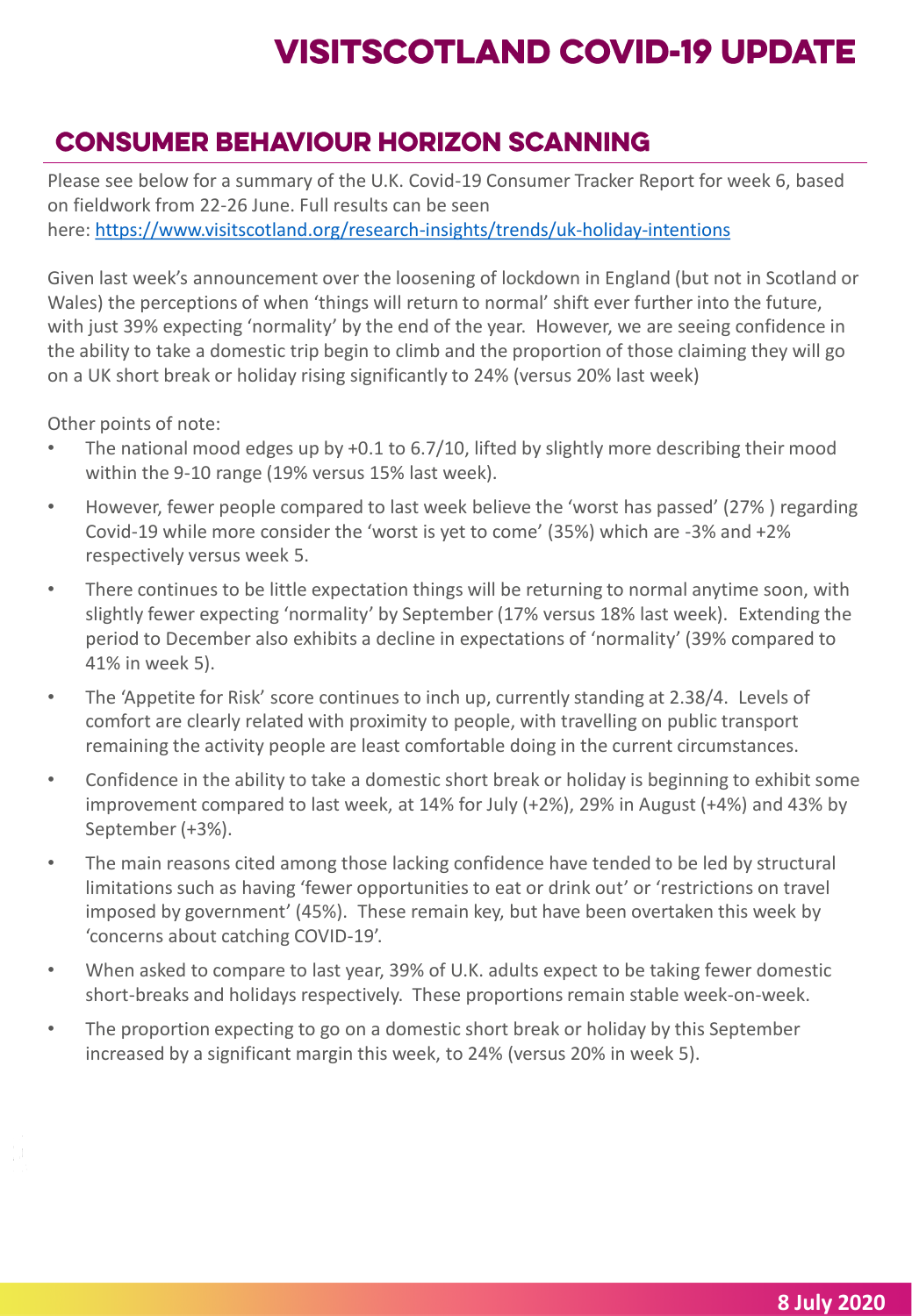# VISITSCOTLAND COVID-19 UPDATE

## CONSUMER BEHAVIOUR HORIZON SCANNING

Please see below for a summary of the U.K. Covid-19 Consumer Tracker Report for week 6, based on fieldwork from 22-26 June. Full results can be seen here: https://www.visitscotland.org/research-insights/trends/uk-holiday-intentions

Given last week's announcement over the loosening of lockdown in England (but not in Scotland or Wales) the perceptions of when 'things will return to normal' shift ever further into the future, with just 39% expecting 'normality' by the end of the year. However, we are seeing confidence in the ability to take a domestic trip begin to climb and the proportion of those claiming they will go on a UK short break or holiday rising significantly to 24% (versus 20% last week)

Other points of note:

- The national mood edges up by +0.1 to 6.7/10, lifted by slightly more describing their mood within the 9-10 range (19% versus 15% last week).
- However, fewer people compared to last week believe the 'worst has passed' (27% ) regarding Covid-19 while more consider the 'worst is yet to come' (35%) which are -3% and +2% respectively versus week 5.
- There continues to be little expectation things will be returning to normal anytime soon, with slightly fewer expecting 'normality' by September (17% versus 18% last week). Extending the period to December also exhibits a decline in expectations of 'normality' (39% compared to 41% in week 5).
- The 'Appetite for Risk' score continues to inch up, currently standing at 2.38/4. Levels of comfort are clearly related with proximity to people, with travelling on public transport remaining the activity people are least comfortable doing in the current circumstances.
- Confidence in the ability to take a domestic short break or holiday is beginning to exhibit some improvement compared to last week, at 14% for July (+2%), 29% in August (+4%) and 43% by September (+3%).
- The main reasons cited among those lacking confidence have tended to be led by structural limitations such as having 'fewer opportunities to eat or drink out' or 'restrictions on travel imposed by government' (45%). These remain key, but have been overtaken this week by 'concerns about catching COVID-19'.
- When asked to compare to last year, 39% of U.K. adults expect to be taking fewer domestic short-breaks and holidays respectively. These proportions remain stable week-on-week.
- The proportion expecting to go on a domestic short break or holiday by this September increased by a significant margin this week, to 24% (versus 20% in week 5).

8 July 2020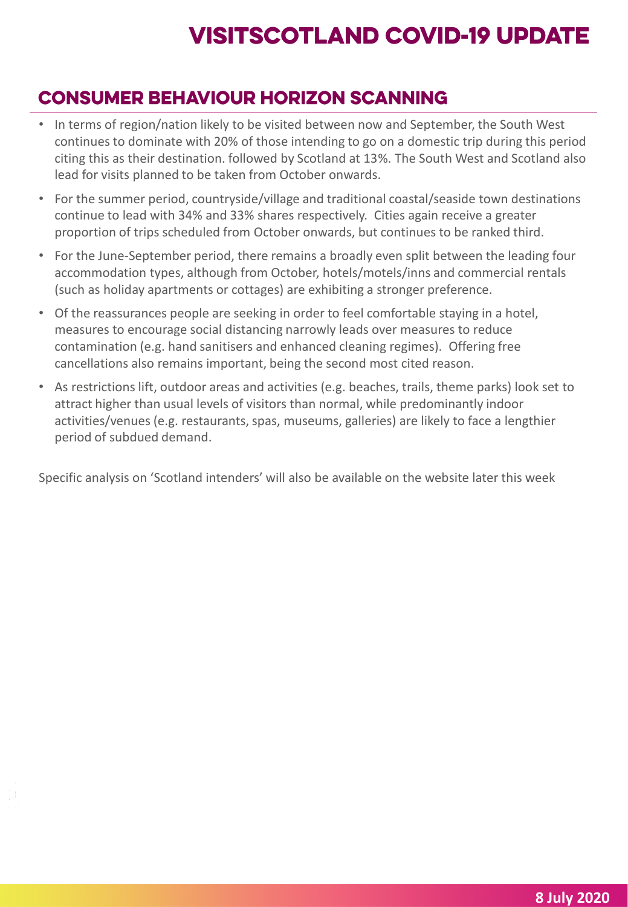## CONSUMER BEHAVIOUR HORIZON SCANNING

- In terms of region/nation likely to be visited between now and September, the South West continues to dominate with 20% of those intending to go on a domestic trip during this period citing this as their destination. followed by Scotland at 13%. The South West and Scotland also lead for visits planned to be taken from October onwards.
- For the summer period, countryside/village and traditional coastal/seaside town destinations continue to lead with 34% and 33% shares respectively. Cities again receive a greater proportion of trips scheduled from October onwards, but continues to be ranked third.
- For the June-September period, there remains a broadly even split between the leading four accommodation types, although from October, hotels/motels/inns and commercial rentals (such as holiday apartments or cottages) are exhibiting a stronger preference.
- Of the reassurances people are seeking in order to feel comfortable staying in a hotel, measures to encourage social distancing narrowly leads over measures to reduce contamination (e.g. hand sanitisers and enhanced cleaning regimes). Offering free cancellations also remains important, being the second most cited reason.
- As restrictions lift, outdoor areas and activities (e.g. beaches, trails, theme parks) look set to attract higher than usual levels of visitors than normal, while predominantly indoor activities/venues (e.g. restaurants, spas, museums, galleries) are likely to face a lengthier period of subdued demand.

Specific analysis on 'Scotland intenders' will also be available on the website later this week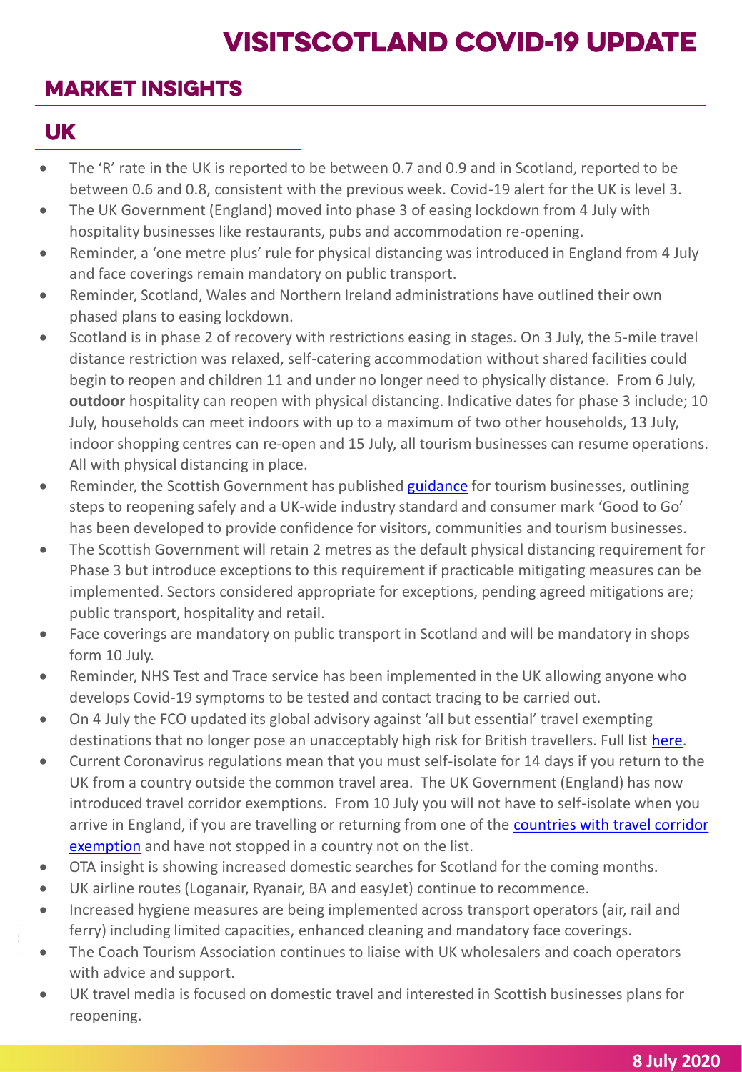# VISITSCOTLAND COVID-19 UPDATE

## MARKET INSIGHTS

### UK

- The 'R' rate in the UK is reported to be between 0.7 and 0.9 and in Scotland, reported to be between 0.6 and 0.8, consistent with the previous week. Covid-19 alert for the UK is level 3.
- The UK Government (England) moved into phase 3 of easing lockdown from 4 July with hospitality businesses like restaurants, pubs and accommodation re-opening.
- Reminder, a 'one metre plus' rule for physical distancing was introduced in England from 4 July and face coverings remain mandatory on public transport.
- Reminder, Scotland, Wales and Northern Ireland administrations have outlined their own phased plans to easing lockdown.
- Scotland is in phase 2 of recovery with restrictions easing in stages. On 3 July, the 5-mile travel distance restriction was relaxed, self-catering accommodation without shared facilities could begin to reopen and children 11 and under no longer need to physically distance. From 6 July, **outdoor** hospitality can reopen with physical distancing. Indicative dates for phase 3 include; 10 July, households can meet indoors with up to a maximum of two other households, 13 July, indoor shopping centres can re-open and 15 July, all tourism businesses can resume operations. All with physical distancing in place.
- Reminder, the Scottish Government has published guidance for tourism businesses, outlining steps to reopening safely and a UK-wide industry standard and consumer mark 'Good to Go' has been developed to provide confidence for visitors, communities and tourism businesses.
- The Scottish Government will retain 2 metres as the default physical distancing requirement for Phase 3 but introduce exceptions to this requirement if practicable mitigating measures can be implemented. Sectors considered appropriate for exceptions, pending agreed mitigations are; public transport, hospitality and retail.
- Face coverings are mandatory on public transport in Scotland and will be mandatory in shops form 10 July.
- Reminder, NHS Test and Trace service has been implemented in the UK allowing anyone who develops Covid-19 symptoms to be tested and contact tracing to be carried out.
- On 4 July the FCO updated its global advisory against 'all but essential' travel exempting destinations that no longer pose an unacceptably high risk for British travellers. Full list here.
- Current Coronavirus regulations mean that you must self-isolate for 14 days if you return to the UK from a country outside the common travel area. The UK Government (England) has now introduced travel corridor exemptions. From 10 July you will not have to self-isolate when you arrive in England, if you are travelling or returning from one of the countries with travel corridor exemption and have not stopped in a country not on the list.
- OTA insight is showing increased domestic searches for Scotland for the coming months.
- UK airline routes (Loganair, Ryanair, BA and easyJet) continue to recommence.
- Increased hygiene measures are being implemented across transport operators (air, rail and ferry) including limited capacities, enhanced cleaning and mandatory face coverings.
- The Coach Tourism Association continues to liaise with UK wholesalers and coach operators with advice and support.
- UK travel media is focused on domestic travel and interested in Scottish businesses plans for reopening.

8 July 2020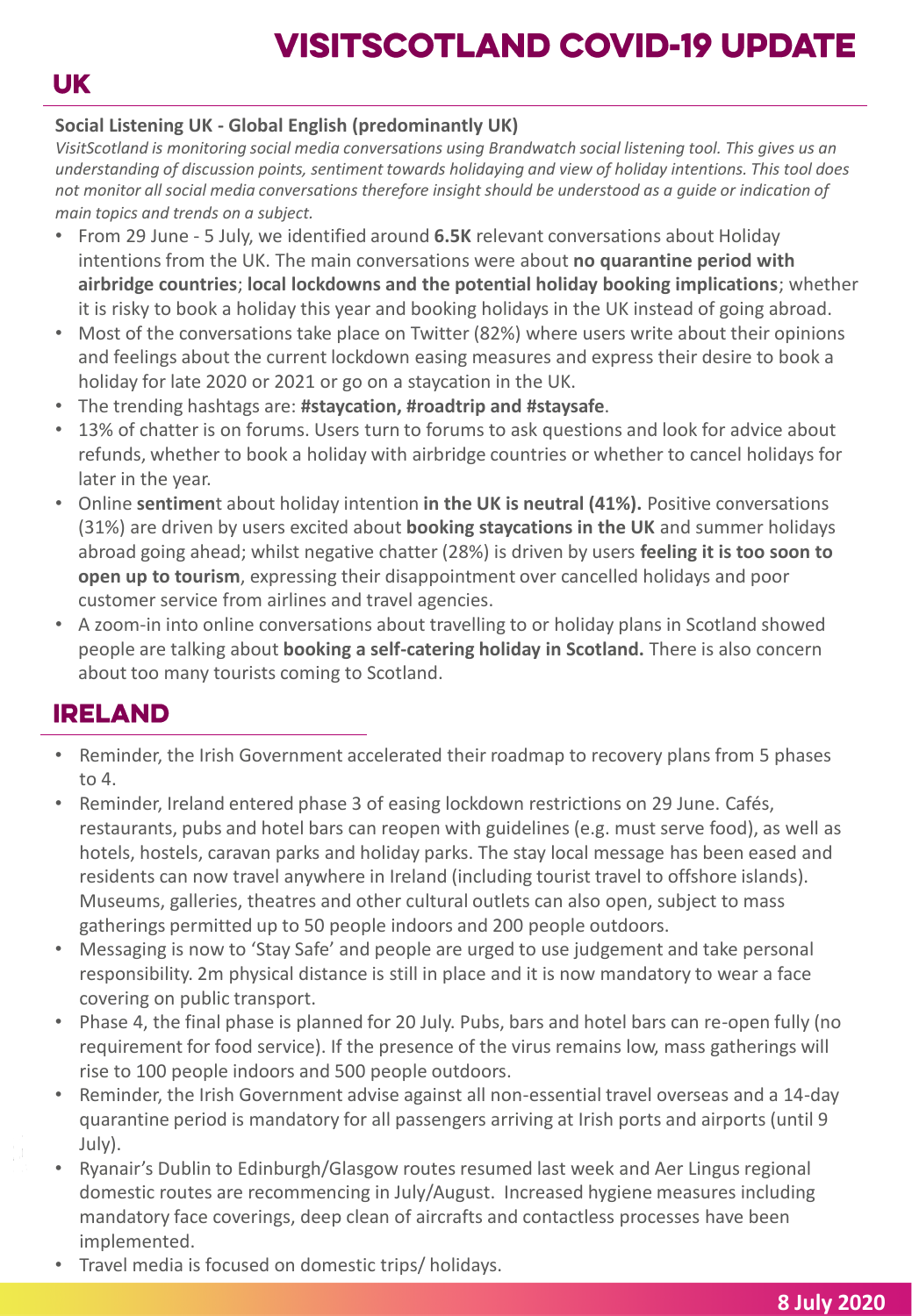# VISITSCOTLAND COVID-19 UPDATE

## UK

**Social Listening UK - Global English (predominantly UK)**

*VisitScotland is monitoring social media conversations using Brandwatch social listening tool. This gives us an understanding of discussion points, sentiment towards holidaying and view of holiday intentions. This tool does not monitor all social media conversations therefore insight should be understood as a guide or indication of main topics and trends on a subject.*

- From 29 June - 5 July, we identified around **6.5K** relevant conversations about Holiday intentions from the UK. The main conversations were about **no quarantine period with airbridge countries**; **local lockdowns and the potential holiday booking implications**; whether it is risky to book a holiday this year and booking holidays in the UK instead of going abroad.
- Most of the conversations take place on Twitter (82%) where users write about their opinions and feelings about the current lockdown easing measures and express their desire to book a holiday for late 2020 or 2021 or go on a staycation in the UK.
- The trending hashtags are: **#staycation, #roadtrip and #staysafe**.
- 13% of chatter is on forums. Users turn to forums to ask questions and look for advice about refunds, whether to book a holiday with airbridge countries or whether to cancel holidays for later in the year.
- Online **sentimen**t about holiday intention **in the UK is neutral (41%).** Positive conversations (31%) are driven by users excited about **booking staycations in the UK** and summer holidays abroad going ahead; whilst negative chatter (28%) is driven by users **feeling it is too soon to open up to tourism**, expressing their disappointment over cancelled holidays and poor customer service from airlines and travel agencies.
- A zoom-in into online conversations about travelling to or holiday plans in Scotland showed people are talking about **booking a self-catering holiday in Scotland.** There is also concern about too many tourists coming to Scotland.

## IRELAND

- Reminder, the Irish Government accelerated their roadmap to recovery plans from 5 phases to 4.
- Reminder, Ireland entered phase 3 of easing lockdown restrictions on 29 June. Cafés, restaurants, pubs and hotel bars can reopen with guidelines (e.g. must serve food), as well as hotels, hostels, caravan parks and holiday parks. The stay local message has been eased and residents can now travel anywhere in Ireland (including tourist travel to offshore islands). Museums, galleries, theatres and other cultural outlets can also open, subject to mass gatherings permitted up to 50 people indoors and 200 people outdoors.
- Messaging is now to 'Stay Safe' and people are urged to use judgement and take personal responsibility. 2m physical distance is still in place and it is now mandatory to wear a face covering on public transport.
- Phase 4, the final phase is planned for 20 July. Pubs, bars and hotel bars can re-open fully (no requirement for food service). If the presence of the virus remains low, mass gatherings will rise to 100 people indoors and 500 people outdoors.
- Reminder, the Irish Government advise against all non-essential travel overseas and a 14-day quarantine period is mandatory for all passengers arriving at Irish ports and airports (until 9 July).
- Ryanair's Dublin to Edinburgh/Glasgow routes resumed last week and Aer Lingus regional domestic routes are recommencing in July/August. Increased hygiene measures including mandatory face coverings, deep clean of aircrafts and contactless processes have been implemented.
- Travel media is focused on domestic trips/ holidays.

8 July 2020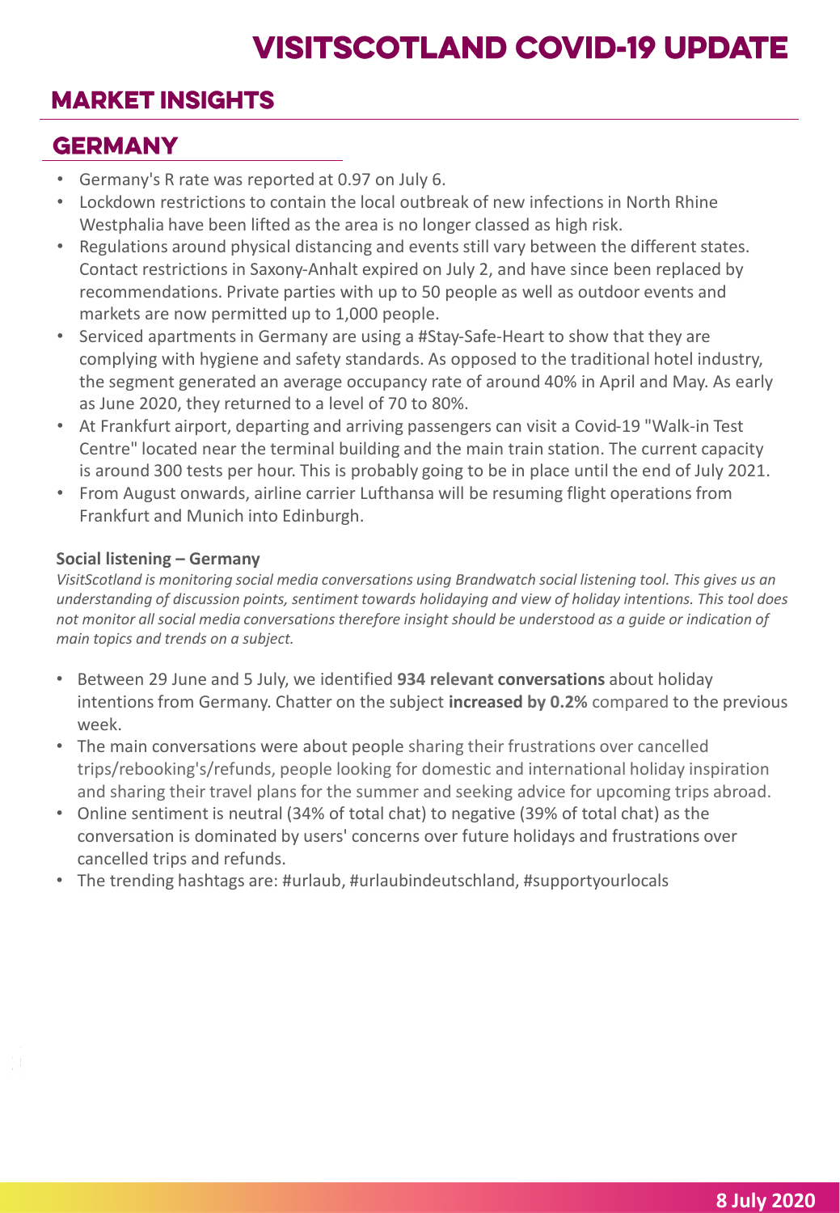# VISITSCOTLAND COVID-19 UPDATE

## MARKET INSIGHTS

### GERMANY

- Germany's R rate was reported at 0.97 on July 6.
- Lockdown restrictions to contain the local outbreak of new infections in North Rhine Westphalia have been lifted as the area is no longer classed as high risk.
- Regulations around physical distancing and events still vary between the different states. Contact restrictions in Saxony-Anhalt expired on July 2, and have since been replaced by recommendations. Private parties with up to 50 people as well as outdoor events and markets are now permitted up to 1,000 people.
- Serviced apartments in Germany are using a #Stay-Safe-Heart to show that they are complying with hygiene and safety standards. As opposed to the traditional hotel industry, the segment generated an average occupancy rate of around 40% in April and May. As early as June 2020, they returned to a level of 70 to 80%.
- At Frankfurt airport, departing and arriving passengers can visit a Covid-19 "Walk-in Test Centre" located near the terminal building and the main train station. The current capacity is around 300 tests per hour. This is probably going to be in place until the end of July 2021.
- From August onwards, airline carrier Lufthansa will be resuming flight operations from Frankfurt and Munich into Edinburgh.

**Social listening – Germany**

*VisitScotland is monitoring social media conversations using Brandwatch social listening tool. This gives us an understanding of discussion points, sentiment towards holidaying and view of holiday intentions. This tool does not monitor all social media conversations therefore insight should be understood as a guide or indication of main topics and trends on a subject.*

- Between 29 June and 5 July, we identified **934 relevant conversations** about holiday intentions from Germany. Chatter on the subject **increased by 0.2%** compared to the previous week.
- The main conversations were about people sharing their frustrations over cancelled trips/rebooking's/refunds, people looking for domestic and international holiday inspiration and sharing their travel plans for the summer and seeking advice for upcoming trips abroad.
- Online sentiment is neutral (34% of total chat) to negative (39% of total chat) as the conversation is dominated by users' concerns over future holidays and frustrations over cancelled trips and refunds.
- The trending hashtags are: #urlaub, #urlaubindeutschland, #supportyourlocals

8 July 2020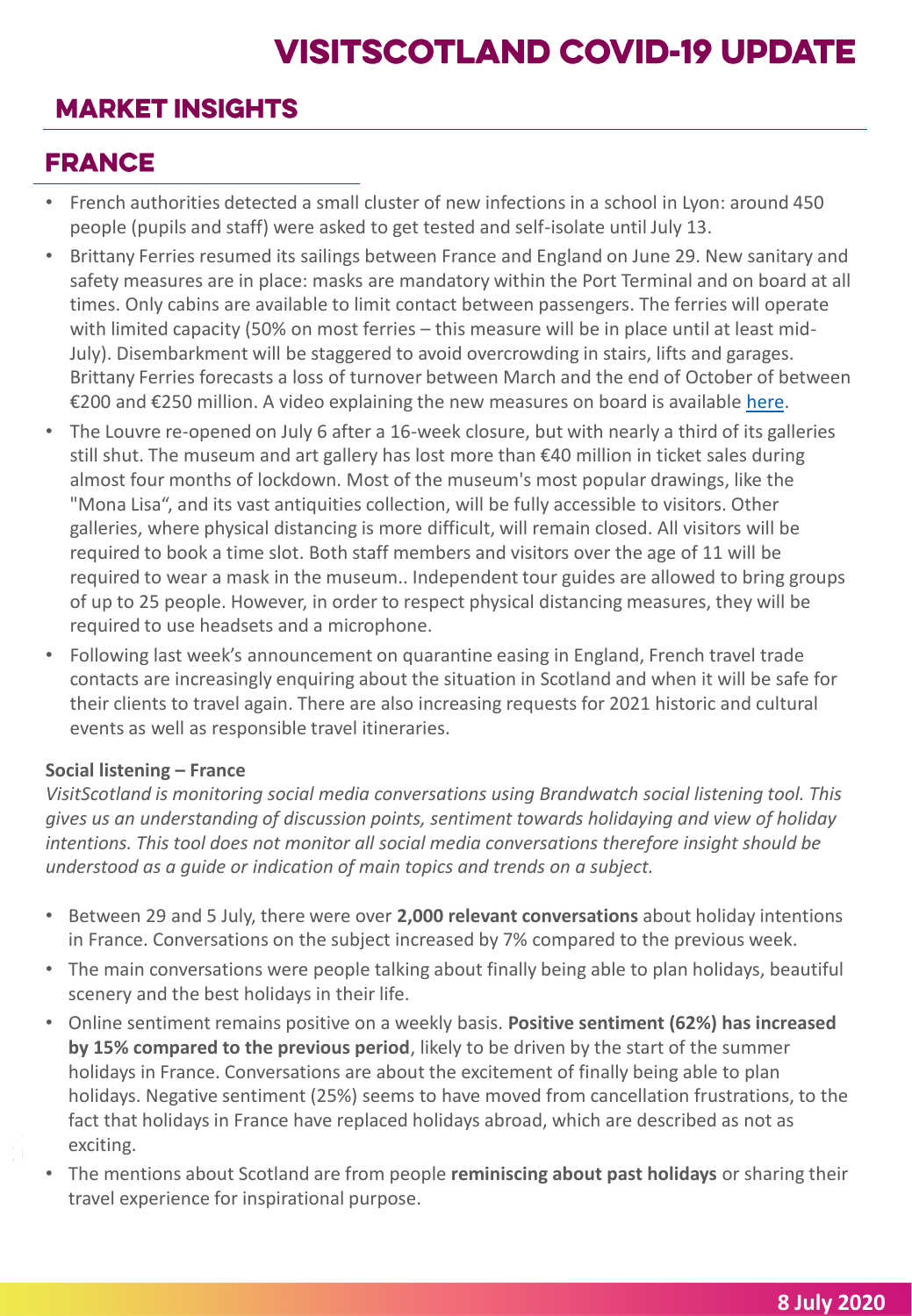# VISITSCOTLAND COVID-19 UPDATE

## MARKET INSIGHTS

### FRANCE

- French authorities detected a small cluster of new infections in a school in Lyon: around 450 people (pupils and staff) were asked to get tested and self-isolate until July 13.
- Brittany Ferries resumed its sailings between France and England on June 29. New sanitary and safety measures are in place: masks are mandatory within the Port Terminal and on board at all times. Only cabins are available to limit contact between passengers. The ferries will operate with limited capacity (50% on most ferries – this measure will be in place until at least mid-July). Disembarkment will be staggered to avoid overcrowding in stairs, lifts and garages. Brittany Ferries forecasts a loss of turnover between March and the end of October of between €200 and €250 million. A video explaining the new measures on board is available here.
- The Louvre re-opened on July 6 after a 16-week closure, but with nearly a third of its galleries still shut. The museum and art gallery has lost more than €40 million in ticket sales during almost four months of lockdown. Most of the museum's most popular drawings, like the "Mona Lisa", and its vast antiquities collection, will be fully accessible to visitors. Other galleries, where physical distancing is more difficult, will remain closed. All visitors will be required to book a time slot. Both staff members and visitors over the age of 11 will be required to wear a mask in the museum.. Independent tour guides are allowed to bring groups of up to 25 people. However, in order to respect physical distancing measures, they will be required to use headsets and a microphone.
- Following last week's announcement on quarantine easing in England, French travel trade contacts are increasingly enquiring about the situation in Scotland and when it will be safe for their clients to travel again. There are also increasing requests for 2021 historic and cultural events as well as responsible travel itineraries.

**Social listening – France**

*VisitScotland is monitoring social media conversations using Brandwatch social listening tool. This gives us an understanding of discussion points, sentiment towards holidaying and view of holiday intentions. This tool does not monitor all social media conversations therefore insight should be understood as a guide or indication of main topics and trends on a subject.*

- Between 29 and 5 July, there were over **2,000 relevant conversations** about holiday intentions in France. Conversations on the subject increased by 7% compared to the previous week.
- The main conversations were people talking about finally being able to plan holidays, beautiful scenery and the best holidays in their life.
- Online sentiment remains positive on a weekly basis. **Positive sentiment (62%) has increased by 15% compared to the previous period**, likely to be driven by the start of the summer holidays in France. Conversations are about the excitement of finally being able to plan holidays. Negative sentiment (25%) seems to have moved from cancellation frustrations, to the fact that holidays in France have replaced holidays abroad, which are described as not as exciting.
- The mentions about Scotland are from people **reminiscing about past holidays** or sharing their travel experience for inspirational purpose.

8 July 2020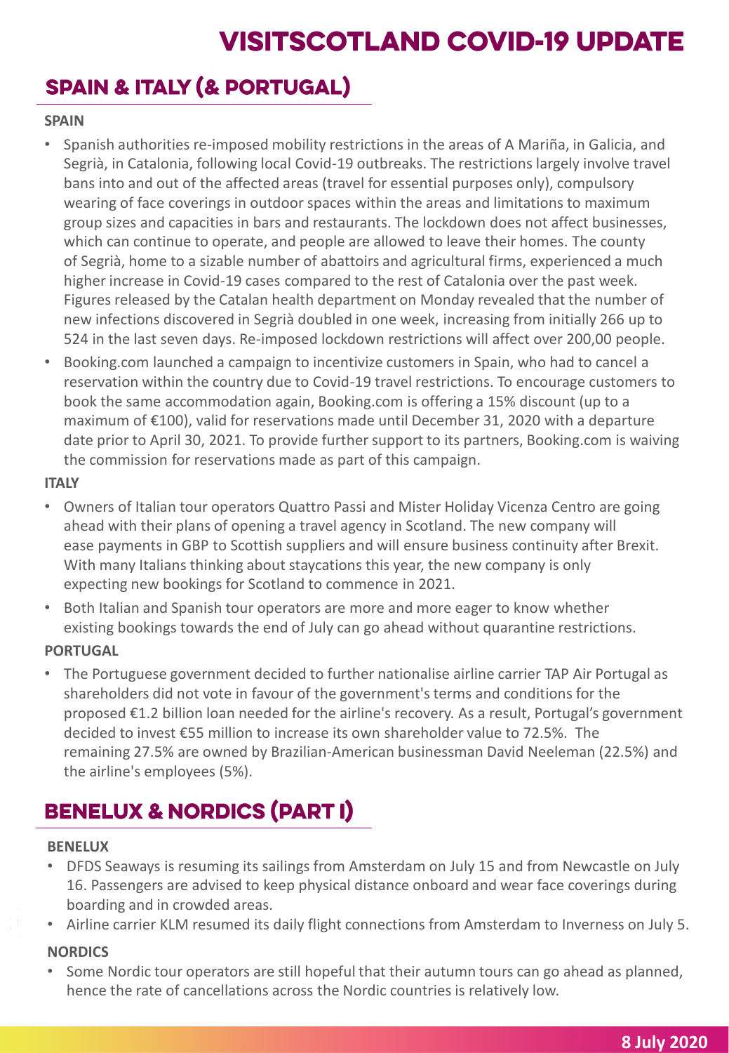# VISITSCOTLAND COVID-19 UPDATE

## SPAIN & ITALY (& PORTUGAL)

**SPAIN**

- Spanish authorities re-imposed mobility restrictions in the areas of A Mariña, in Galicia, and Segrià, in Catalonia, following local Covid-19 outbreaks. The restrictions largely involve travel bans into and out of the affected areas (travel for essential purposes only), compulsory wearing of face coverings in outdoor spaces within the areas and limitations to maximum group sizes and capacities in bars and restaurants. The lockdown does not affect businesses, which can continue to operate, and people are allowed to leave their homes. The county of Segrià, home to a sizable number of abattoirs and agricultural firms, experienced a much higher increase in Covid-19 cases compared to the rest of Catalonia over the past week. Figures released by the Catalan health department on Monday revealed that the number of new infections discovered in Segrià doubled in one week, increasing from initially 266 up to 524 in the last seven days. Re-imposed lockdown restrictions will affect over 200,00 people.
- Booking.com launched a campaign to incentivize customers in Spain, who had to cancel a reservation within the country due to Covid-19 travel restrictions. To encourage customers to book the same accommodation again, Booking.com is offering a 15% discount (up to a maximum of €100), valid for reservations made until December 31, 2020 with a departure date prior to April 30, 2021. To provide further support to its partners, Booking.com is waiving the commission for reservations made as part of this campaign.

**ITALY**

- Owners of Italian tour operators Quattro Passi and Mister Holiday Vicenza Centro are going ahead with their plans of opening a travel agency in Scotland. The new company will ease payments in GBP to Scottish suppliers and will ensure business continuity after Brexit. With many Italians thinking about staycations this year, the new company is only expecting new bookings for Scotland to commence in 2021.
- Both Italian and Spanish tour operators are more and more eager to know whether existing bookings towards the end of July can go ahead without quarantine restrictions.

**PORTUGAL**

- The Portuguese government decided to further nationalise airline carrier TAP Air Portugal as shareholders did not vote in favour of the government's terms and conditions for the proposed €1.2 billion loan needed for the airline's recovery. As a result, Portugal's government decided to invest €55 million to increase its own shareholder value to 72.5%. The remaining 27.5% are owned by Brazilian-American businessman David Neeleman (22.5%) and the airline's employees (5%).

## BENELUX & NORDICS (PART I)

**BENELUX**

- DFDS Seaways is resuming its sailings from Amsterdam on July 15 and from Newcastle on July 16. Passengers are advised to keep physical distance onboard and wear face coverings during boarding and in crowded areas.
- Airline carrier KLM resumed its daily flight connections from Amsterdam to Inverness on July 5.

**NORDICS**

- Some Nordic tour operators are still hopeful that their autumn tours can go ahead as planned, hence the rate of cancellations across the Nordic countries is relatively low.

8 July 2020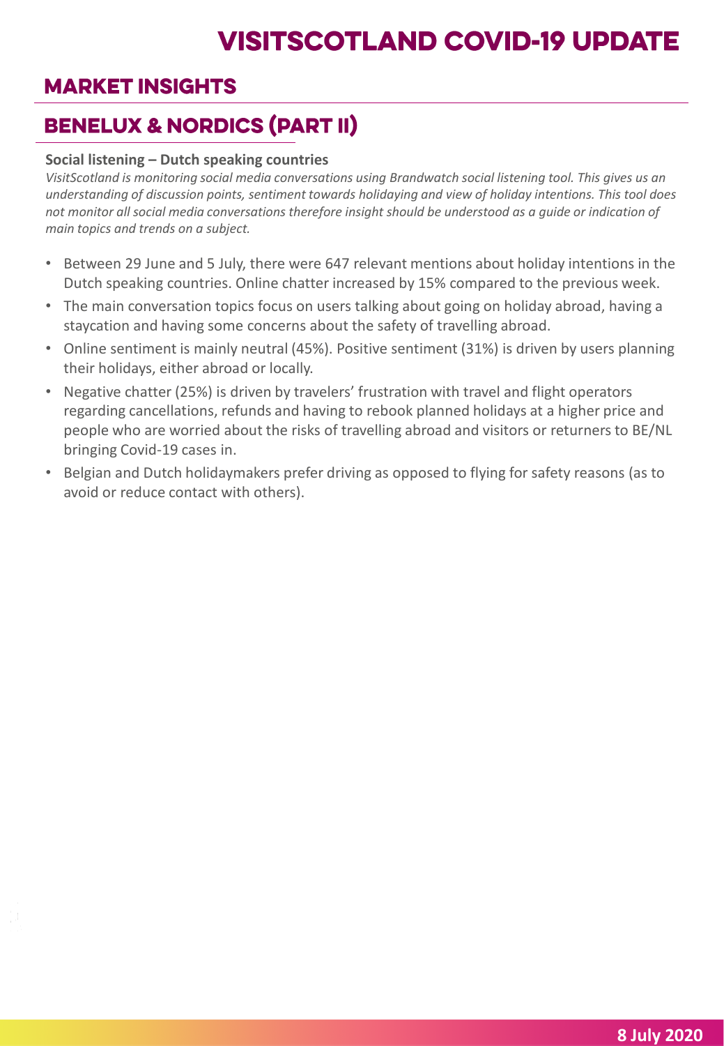# VISITSCOTLAND COVID-19 UPDATE

## MARKET INSIGHTS

## BENELUX & NORDICS (PART II)

**Social listening – Dutch speaking countries**

*VisitScotland is monitoring social media conversations using Brandwatch social listening tool. This gives us an understanding of discussion points, sentiment towards holidaying and view of holiday intentions. This tool does not monitor all social media conversations therefore insight should be understood as a guide or indication of main topics and trends on a subject.*

- Between 29 June and 5 July, there were 647 relevant mentions about holiday intentions in the Dutch speaking countries. Online chatter increased by 15% compared to the previous week.
- The main conversation topics focus on users talking about going on holiday abroad, having a staycation and having some concerns about the safety of travelling abroad.
- Online sentiment is mainly neutral (45%). Positive sentiment (31%) is driven by users planning their holidays, either abroad or locally.
- Negative chatter (25%) is driven by travelers' frustration with travel and flight operators regarding cancellations, refunds and having to rebook planned holidays at a higher price and people who are worried about the risks of travelling abroad and visitors or returners to BE/NL bringing Covid-19 cases in.
- Belgian and Dutch holidaymakers prefer driving as opposed to flying for safety reasons (as to avoid or reduce contact with others).

8 July 2020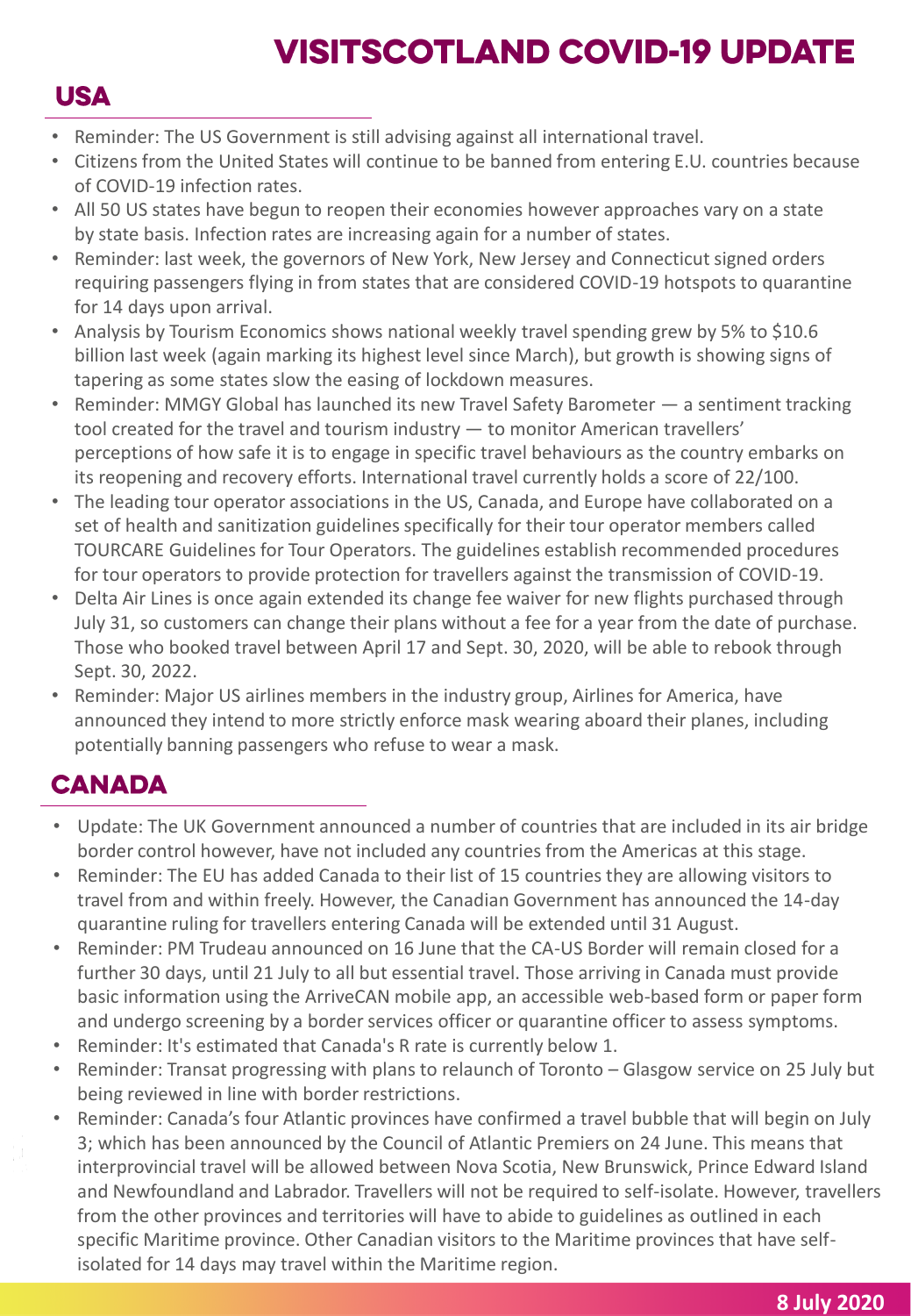# VISITSCOTLAND COVID-19 UPDATE

## USA

- Reminder: The US Government is still advising against all international travel.
- Citizens from the United States will continue to be banned from entering E.U. countries because of COVID-19 infection rates.
- All 50 US states have begun to reopen their economies however approaches vary on a state by state basis. Infection rates are increasing again for a number of states.
- Reminder: last week, the governors of New York, New Jersey and Connecticut signed orders requiring passengers flying in from states that are considered COVID-19 hotspots to quarantine for 14 days upon arrival.
- Analysis by Tourism Economics shows national weekly travel spending grew by 5% to $10.6 billion last week (again marking its highest level since March), but growth is showing signs of tapering as some states slow the easing of lockdown measures.
- Reminder: MMGY Global has launched its new Travel Safety Barometer — a sentiment tracking tool created for the travel and tourism industry — to monitor American travellers' perceptions of how safe it is to engage in specific travel behaviours as the country embarks on its reopening and recovery efforts. International travel currently holds a score of 22/100.
- The leading tour operator associations in the US, Canada, and Europe have collaborated on a set of health and sanitization guidelines specifically for their tour operator members called TOURCARE Guidelines for Tour Operators. The guidelines establish recommended procedures for tour operators to provide protection for travellers against the transmission of COVID-19.
- Delta Air Lines is once again extended its change fee waiver for new flights purchased through July 31, so customers can change their plans without a fee for a year from the date of purchase. Those who booked travel between April 17 and Sept. 30, 2020, will be able to rebook through Sept. 30, 2022.
- Reminder: Major US airlines members in the industry group, Airlines for America, have announced they intend to more strictly enforce mask wearing aboard their planes, including potentially banning passengers who refuse to wear a mask.

## CANADA

- Update: The UK Government announced a number of countries that are included in its air bridge border control however, have not included any countries from the Americas at this stage.
- Reminder: The EU has added Canada to their list of 15 countries they are allowing visitors to travel from and within freely. However, the Canadian Government has announced the 14-day quarantine ruling for travellers entering Canada will be extended until 31 August.
- Reminder: PM Trudeau announced on 16 June that the CA-US Border will remain closed for a further 30 days, until 21 July to all but essential travel. Those arriving in Canada must provide basic information using the ArriveCAN mobile app, an accessible web-based form or paper form and undergo screening by a border services officer or quarantine officer to assess symptoms.
- Reminder: It's estimated that Canada's R rate is currently below 1.
- Reminder: Transat progressing with plans to relaunch of Toronto – Glasgow service on 25 July but being reviewed in line with border restrictions.
- Reminder: Canada's four Atlantic provinces have confirmed a travel bubble that will begin on July 3; which has been announced by the Council of Atlantic Premiers on 24 June. This means that interprovincial travel will be allowed between Nova Scotia, New Brunswick, Prince Edward Island and Newfoundland and Labrador. Travellers will not be required to self-isolate. However, travellers from the other provinces and territories will have to abide to guidelines as outlined in each specific Maritime province. Other Canadian visitors to the Maritime provinces that have self-isolated for 14 days may travel within the Maritime region.

8 July 2020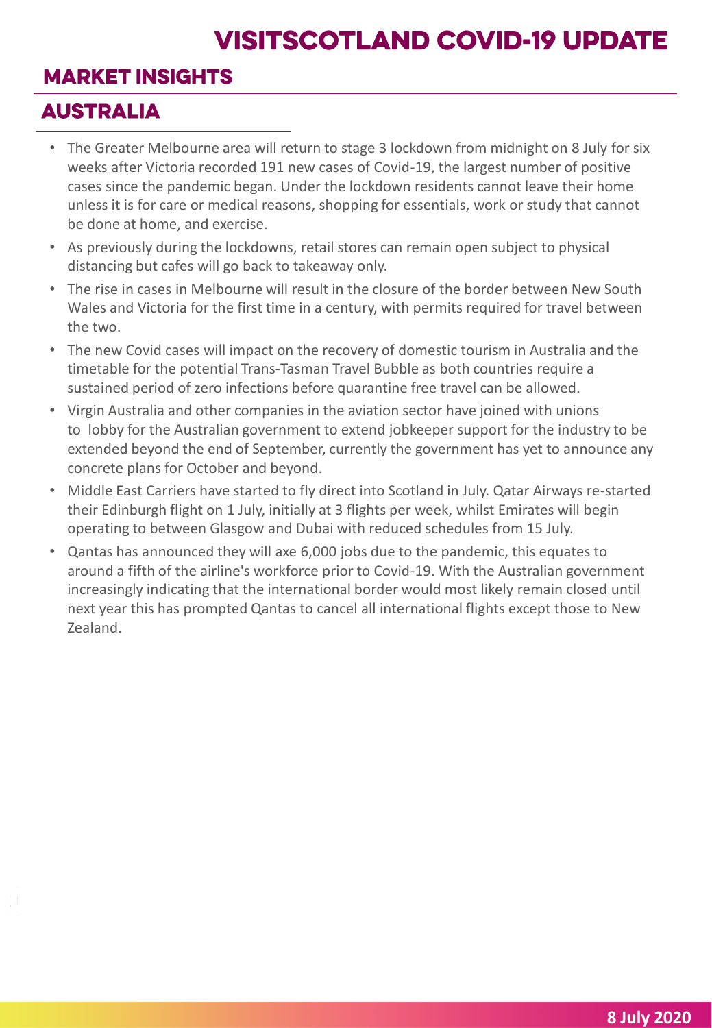# VISITSCOTLAND COVID-19 UPDATE

## MARKET INSIGHTS

## AUSTRALIA

- The Greater Melbourne area will return to stage 3 lockdown from midnight on 8 July for six weeks after Victoria recorded 191 new cases of Covid-19, the largest number of positive cases since the pandemic began. Under the lockdown residents cannot leave their home unless it is for care or medical reasons, shopping for essentials, work or study that cannot be done at home, and exercise.
- As previously during the lockdowns, retail stores can remain open subject to physical distancing but cafes will go back to takeaway only.
- The rise in cases in Melbourne will result in the closure of the border between New South Wales and Victoria for the first time in a century, with permits required for travel between the two.
- The new Covid cases will impact on the recovery of domestic tourism in Australia and the timetable for the potential Trans-Tasman Travel Bubble as both countries require a sustained period of zero infections before quarantine free travel can be allowed.
- Virgin Australia and other companies in the aviation sector have joined with unions to lobby for the Australian government to extend jobkeeper support for the industry to be extended beyond the end of September, currently the government has yet to announce any concrete plans for October and beyond.
- Middle East Carriers have started to fly direct into Scotland in July. Qatar Airways re-started their Edinburgh flight on 1 July, initially at 3 flights per week, whilst Emirates will begin operating to between Glasgow and Dubai with reduced schedules from 15 July.
- Qantas has announced they will axe 6,000 jobs due to the pandemic, this equates to around a fifth of the airline's workforce prior to Covid-19. With the Australian government increasingly indicating that the international border would most likely remain closed until next year this has prompted Qantas to cancel all international flights except those to New Zealand.

8 July 2020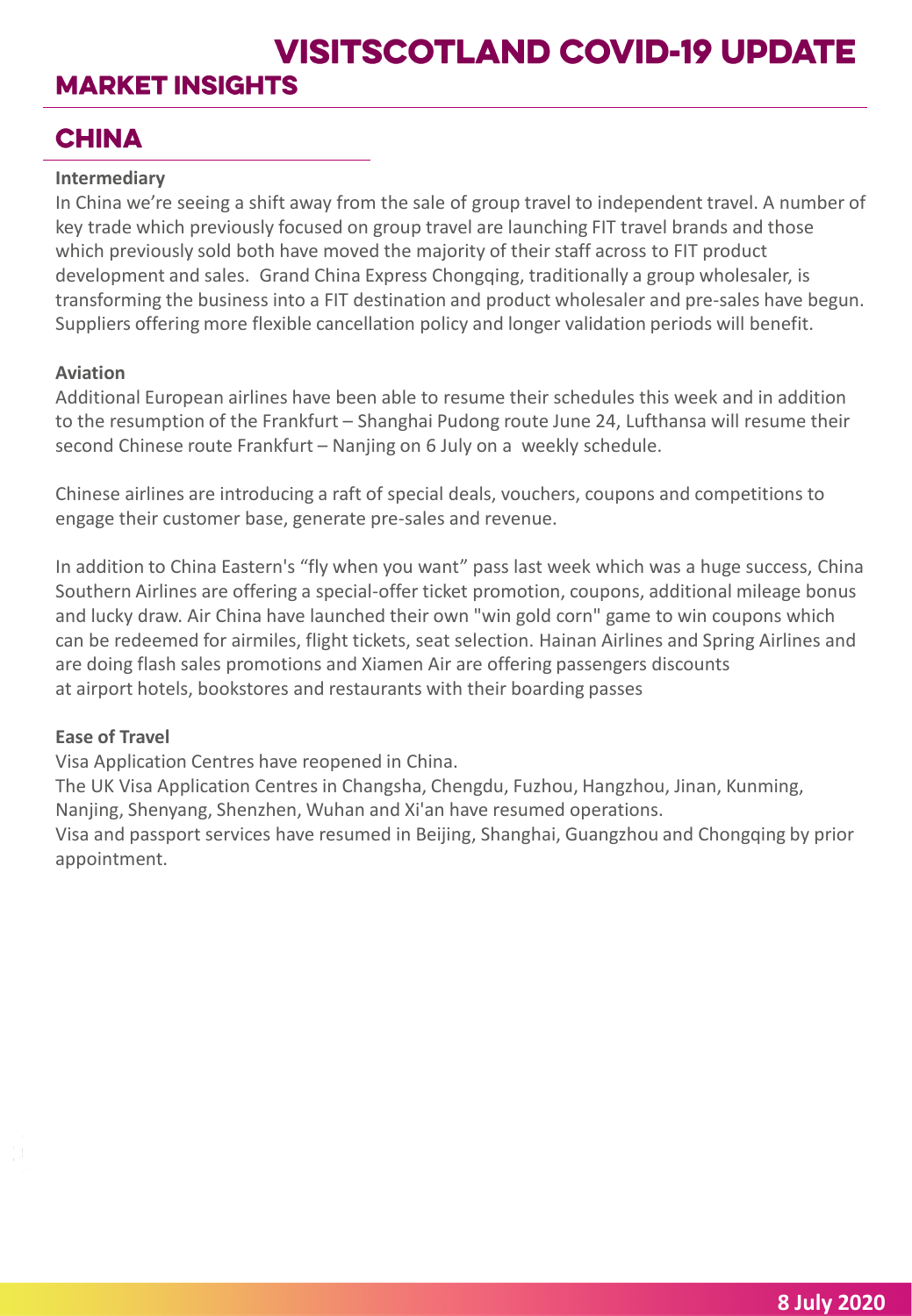# VISITSCOTLAND COVID-19 UPDATE

## MARKET INSIGHTS

## CHINA

**Intermediary**

In China we're seeing a shift away from the sale of group travel to independent travel. A number of key trade which previously focused on group travel are launching FIT travel brands and those which previously sold both have moved the majority of their staff across to FIT product development and sales. Grand China Express Chongqing, traditionally a group wholesaler, is transforming the business into a FIT destination and product wholesaler and pre-sales have begun. Suppliers offering more flexible cancellation policy and longer validation periods will benefit.

**Aviation**

Additional European airlines have been able to resume their schedules this week and in addition to the resumption of the Frankfurt – Shanghai Pudong route June 24, Lufthansa will resume their second Chinese route Frankfurt – Nanjing on 6 July on a weekly schedule.

Chinese airlines are introducing a raft of special deals, vouchers, coupons and competitions to engage their customer base, generate pre-sales and revenue.

In addition to China Eastern's "fly when you want" pass last week which was a huge success, China Southern Airlines are offering a special-offer ticket promotion, coupons, additional mileage bonus and lucky draw. Air China have launched their own "win gold corn" game to win coupons which can be redeemed for airmiles, flight tickets, seat selection. Hainan Airlines and Spring Airlines and are doing flash sales promotions and Xiamen Air are offering passengers discounts at airport hotels, bookstores and restaurants with their boarding passes

**Ease of Travel**

Visa Application Centres have reopened in China.

The UK Visa Application Centres in Changsha, Chengdu, Fuzhou, Hangzhou, Jinan, Kunming, Nanjing, Shenyang, Shenzhen, Wuhan and Xi'an have resumed operations.

Visa and passport services have resumed in Beijing, Shanghai, Guangzhou and Chongqing by prior appointment.

8 July 2020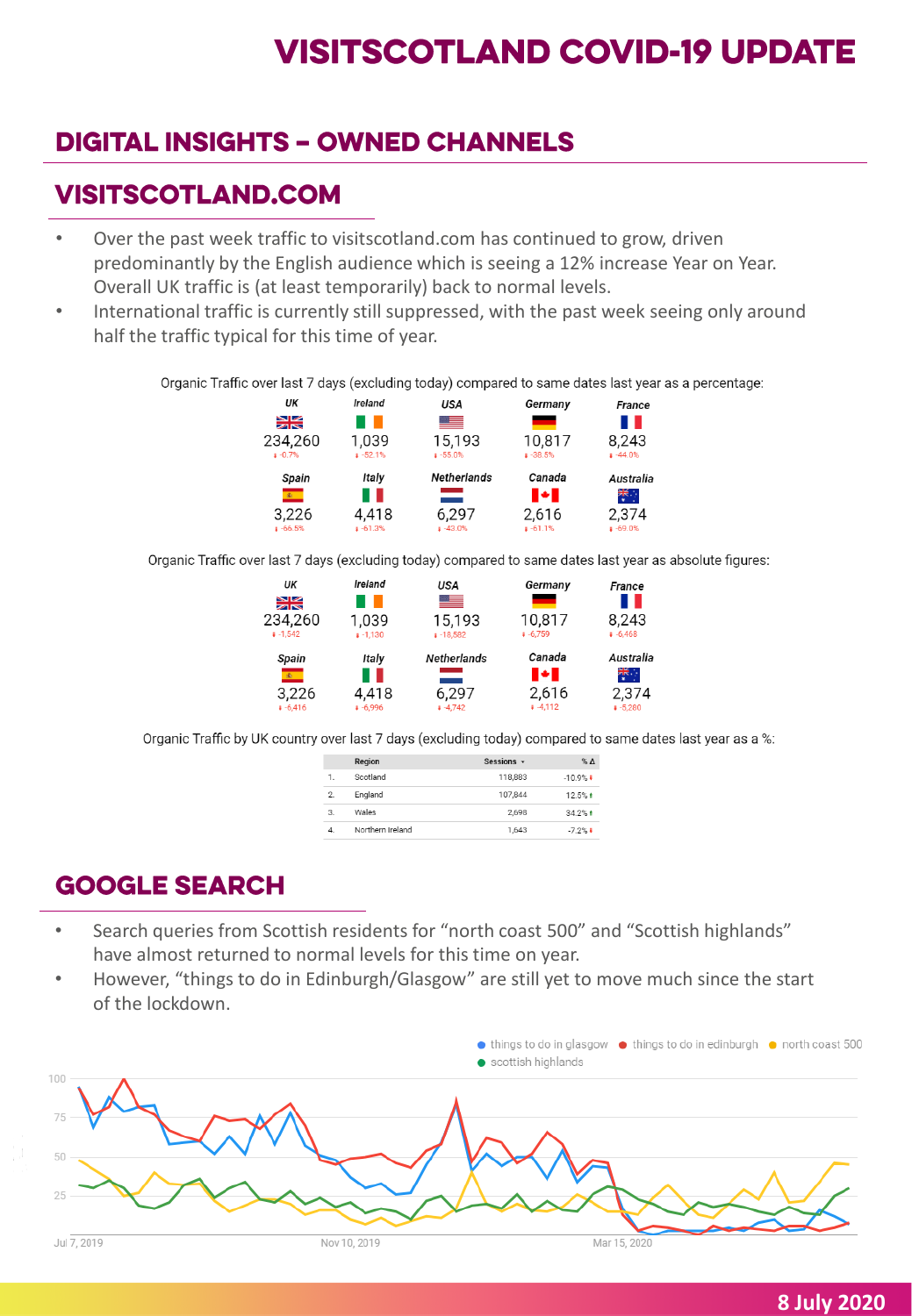# VISITSCOTLAND COVID-19 UPDATE

## DIGITAL INSIGHTS – OWNED CHANNELS

## VISITSCOTLAND.COM

- Over the past week traffic to visitscotland.com has continued to grow, driven predominantly by the English audience which is seeing a 12% increase Year on Year. Overall UK traffic is (at least temporarily) back to normal levels.
- International traffic is currently still suppressed, with the past week seeing only around half the traffic typical for this time of year.

Organic Traffic over last 7 days (excluding today) compared to same dates last year as a percentage:

UK 234,260 -0.7%
Ireland 1,039 -52.1%
USA 15,193 -55.0%
Germany 10,817 -38.5%
France 8,243 -44.0%
Spain 3,226 -66.5%
Italy 4,418 -61.3%
Netherlands 6,297 -43.0%
Canada 2,616 -61.1%
Australia 2,374 -69.0%

Organic Traffic over last 7 days (excluding today) compared to same dates last year as absolute figures:

UK 234,260 -1,542
Ireland 1,039 -1,130
USA 15,193 -18,582
Germany 10,817 -6,759
France 8,243 -6,468
Spain 3,226 -6,416
Italy 4,418 -6,996
Netherlands 6,297 -4,742
Canada 2,616 -4,112
Australia 2,374 -5,280

Organic Traffic by UK country over last 7 days (excluding today) compared to same dates last year as a %:

| | Region | Sessions | % Δ |
|---|---|---|---|
| 1. | Scotland | 118,883 | -10.9% |
| 2. | England | 107,844 | 12.5% |
| 3. | Wales | 2,698 | 34.2% |
| 4. | Northern Ireland | 1,643 | -7.2% |

## GOOGLE SEARCH

- Search queries from Scottish residents for “north coast 500” and “Scottish highlands” have almost returned to normal levels for this time on year.
- However, “things to do in Edinburgh/Glasgow” are still yet to move much since the start of the lockdown.

things to do in glasgow
things to do in edinburgh
north coast 500
scottish highlands

100
75
50
25

Jul 7, 2019
Nov 10, 2019
Mar 15, 2020

8 July 2020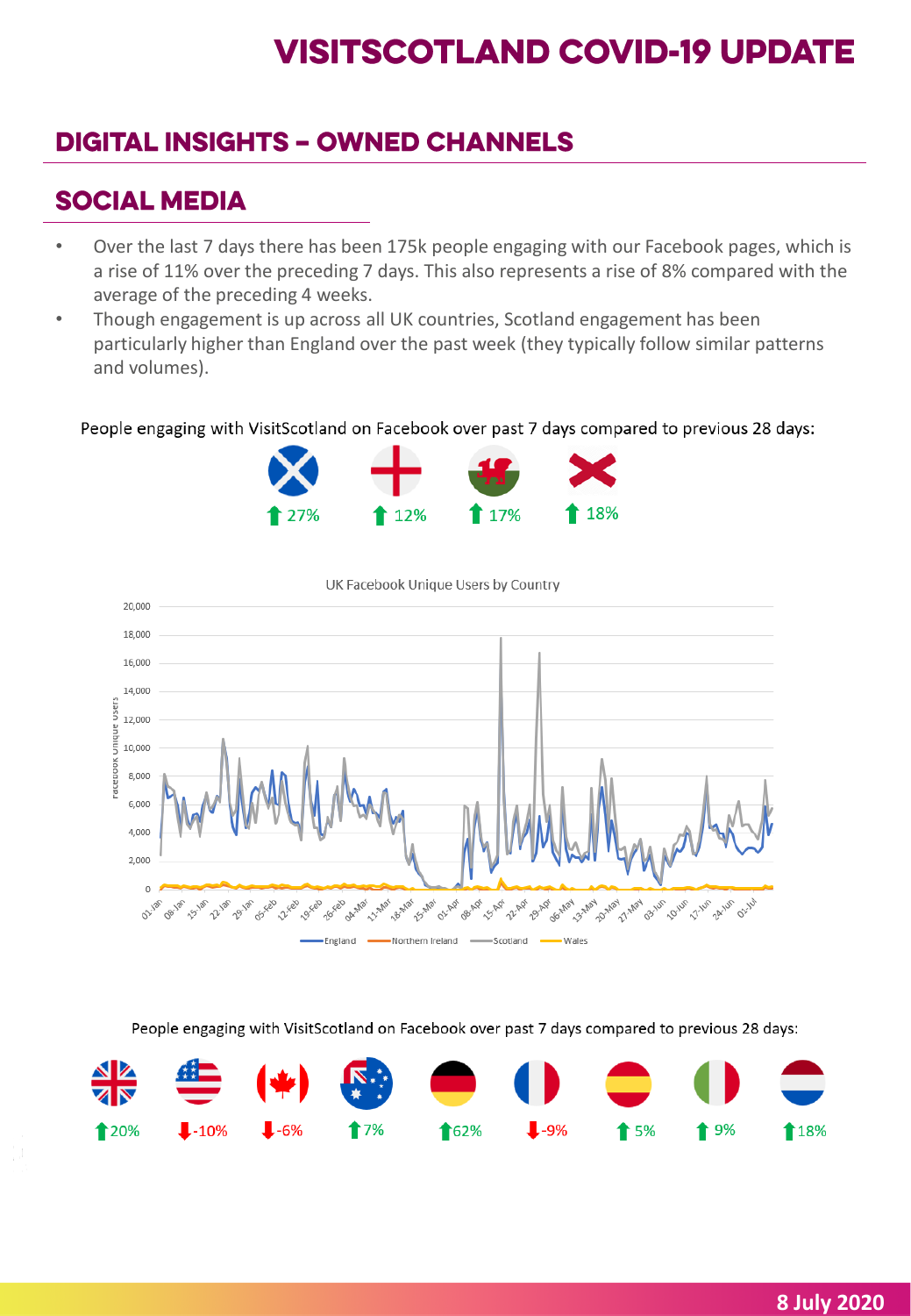# VISITSCOTLAND COVID-19 UPDATE

## DIGITAL INSIGHTS – OWNED CHANNELS

## SOCIAL MEDIA

- Over the last 7 days there has been 175k people engaging with our Facebook pages, which is a rise of 11% over the preceding 7 days. This also represents a rise of 8% compared with the average of the preceding 4 weeks.
- Though engagement is up across all UK countries, Scotland engagement has been particularly higher than England over the past week (they typically follow similar patterns and volumes).

People engaging with VisitScotland on Facebook over past 7 days compared to previous 28 days:

27%
12%
17%
18%

UK Facebook Unique Users by Country

Facebook Unique Users

20,000
18,000
16,000
14,000
12,000
10,000
8,000
6,000
4,000
2,000
0

01-Jan 08-Jan 15-Jan 22-Jan 29-Jan 05-Feb 12-Feb 19-Feb 26-Feb 04-Mar 11-Mar 18-Mar 25-Mar 01-Apr 08-Apr 15-Apr 22-Apr 29-Apr 06-May 13-May 20-May 27-May 03-Jun 10-Jun 17-Jun 24-Jun 01-Jul

England
Northern Ireland
Scotland
Wales

People engaging with VisitScotland on Facebook over past 7 days compared to previous 28 days:

20%
-10%
-6%
7%
62%
-9%
5%
9%
18%

8 July 2020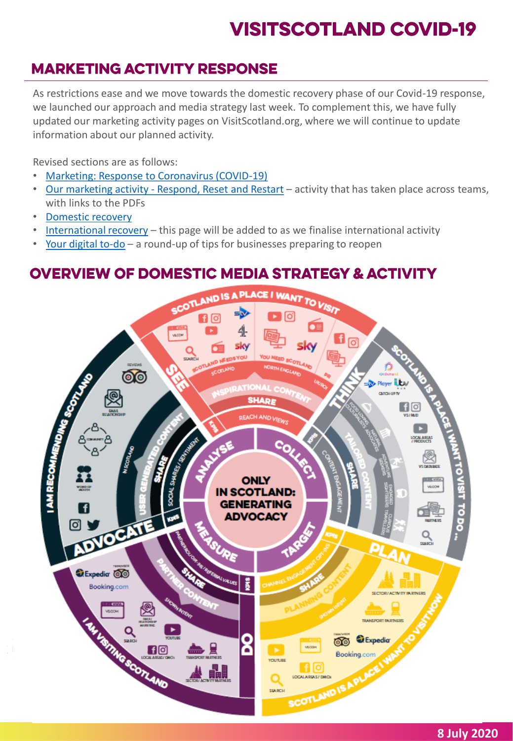# VISITSCOTLAND COVID-19

## MARKETING ACTIVITY RESPONSE

As restrictions ease and we move towards the domestic recovery phase of our Covid-19 response, we launched our approach and media strategy last week. To complement this, we have fully updated our marketing activity pages on VisitScotland.org, where we will continue to update information about our planned activity.

Revised sections are as follows:

- Marketing: Response to Coronavirus (COVID-19)
- Our marketing activity - Respond, Reset and Restart – activity that has taken place across teams, with links to the PDFs
- Domestic recovery
- International recovery – this page will be added to as we finalise international activity
- Your digital to-do – a round-up of tips for businesses preparing to reopen

## OVERVIEW OF DOMESTIC MEDIA STRATEGY & ACTIVITY

ONLY IN SCOTLAND: GENERATING ADVOCACY

ANALYSE
COLLECT
TARGET
MEASURE

SEE
SCOTLAND IS A PLACE I WANT TO VISIT
INSPIRATIONAL CONTENT
SHARE
REACH AND VIEWS
KPIS
VS.COM
SEARCH
SCOTLAND NEEDS YOU
SCOTLAND
YOU NEED SCOTLAND
NORTH ENGLAND
UK/ROI
PR

THINK
SCOTLAND IS A PLACE I WANT TO VISIT TO DO ...
TAILORED CONTENT
SHARE
CONTENT ENGAGEMENT
KPIS
FOOD LOVERS
CULTURALISTS
NATURAL ADVOCATES
ADVENTURE SEEKERS
ENGAGED SIGHTSEERS
CURIOUS TRAVELLERS
ON DEMAND
CATCH-UP TV
VS.PAID
LOCAL AREAS / PRODUCTS
VS DATABASE
VS.COM
PARTNERS
SEARCH

PLAN
SCOTLAND IS A PLACE I WANT TO VISIT NOW
PLANNING CONTENT
SHARE
SHOWN INTENT
CHANNEL ENGAGEMENT OPT-INS
KPIS
SECTOR / ACTIVITY PARTNERS
TRANSPORT PARTNERS
VS.COM
YOUTUBE
SEARCH
LOCAL AREAS / DMOs

DO
I AM VISITING SCOTLAND
PARTNER CONTENT
SHARE
SHOWN INTENT
PARTNERSHIP/OPT-INS/REFERRAL VALUES
KPIS
VS.COM
EMAIL RELATIONSHIP MARKETING
SEARCH
YOUTUBE
LOCAL AREAS / DMOs
TRANSPORT PARTNERS
SECTOR / ACTIVITY PARTNERS

ADVOCATE
I AM RECOMMENDING SCOTLAND
USER GENERATED CONTENT
SHARE
SOCIAL SHARES / SENTIMENT
KPIS
IN SCOTLAND
REVIEWS
EMAIL RELATIONSHIP
COMMUNITY
WORD OF MOUTH

8 July 2020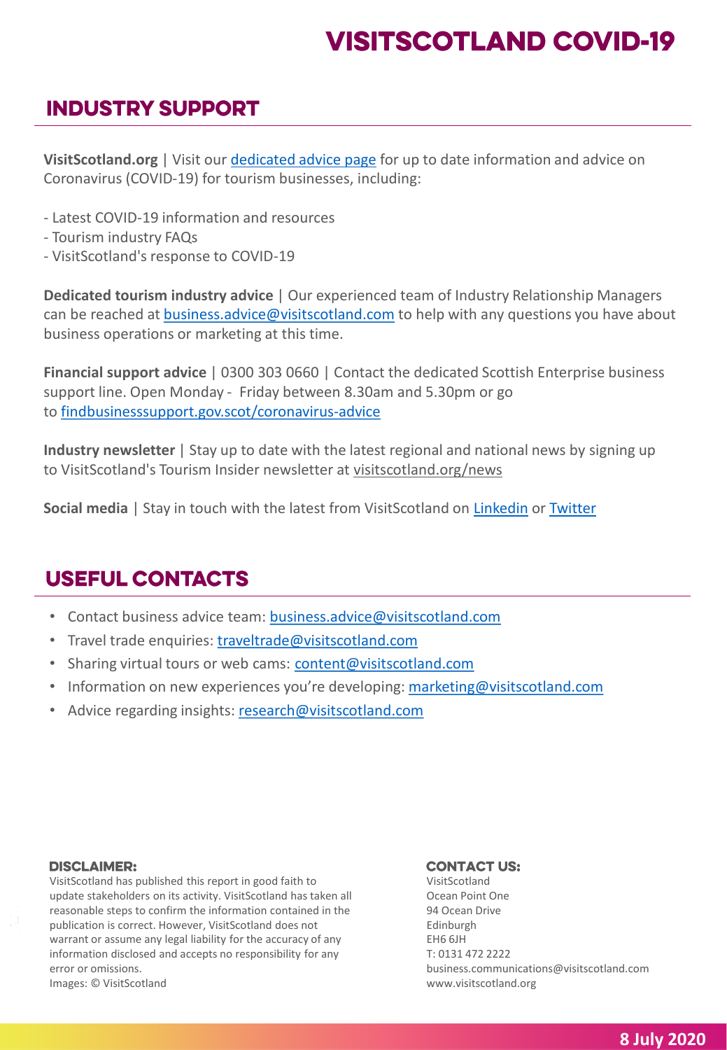# VISITSCOTLAND COVID-19

## INDUSTRY SUPPORT

**VisitScotland.org** | Visit our dedicated advice page for up to date information and advice on Coronavirus (COVID-19) for tourism businesses, including:

- Latest COVID-19 information and resources
- Tourism industry FAQs
- VisitScotland's response to COVID-19

**Dedicated tourism industry advice** | Our experienced team of Industry Relationship Managers can be reached at business.advice@visitscotland.com to help with any questions you have about business operations or marketing at this time.

**Financial support advice** | 0300 303 0660 | Contact the dedicated Scottish Enterprise business support line. Open Monday - Friday between 8.30am and 5.30pm or go to findbusinesssupport.gov.scot/coronavirus-advice

**Industry newsletter** | Stay up to date with the latest regional and national news by signing up to VisitScotland's Tourism Insider newsletter at visitscotland.org/news

**Social media** | Stay in touch with the latest from VisitScotland on Linkedin or Twitter

## USEFUL CONTACTS

- Contact business advice team: business.advice@visitscotland.com
- Travel trade enquiries: traveltrade@visitscotland.com
- Sharing virtual tours or web cams: content@visitscotland.com
- Information on new experiences you're developing: marketing@visitscotland.com
- Advice regarding insights: research@visitscotland.com

**DISCLAIMER:**
VisitScotland has published this report in good faith to update stakeholders on its activity. VisitScotland has taken all reasonable steps to confirm the information contained in the publication is correct. However, VisitScotland does not warrant or assume any legal liability for the accuracy of any information disclosed and accepts no responsibility for any error or omissions.
Images: © VisitScotland

**CONTACT US:**
VisitScotland
Ocean Point One
94 Ocean Drive
Edinburgh
EH6 6JH
T: 0131 472 2222
business.communications@visitscotland.com
www.visitscotland.org

8 July 2020